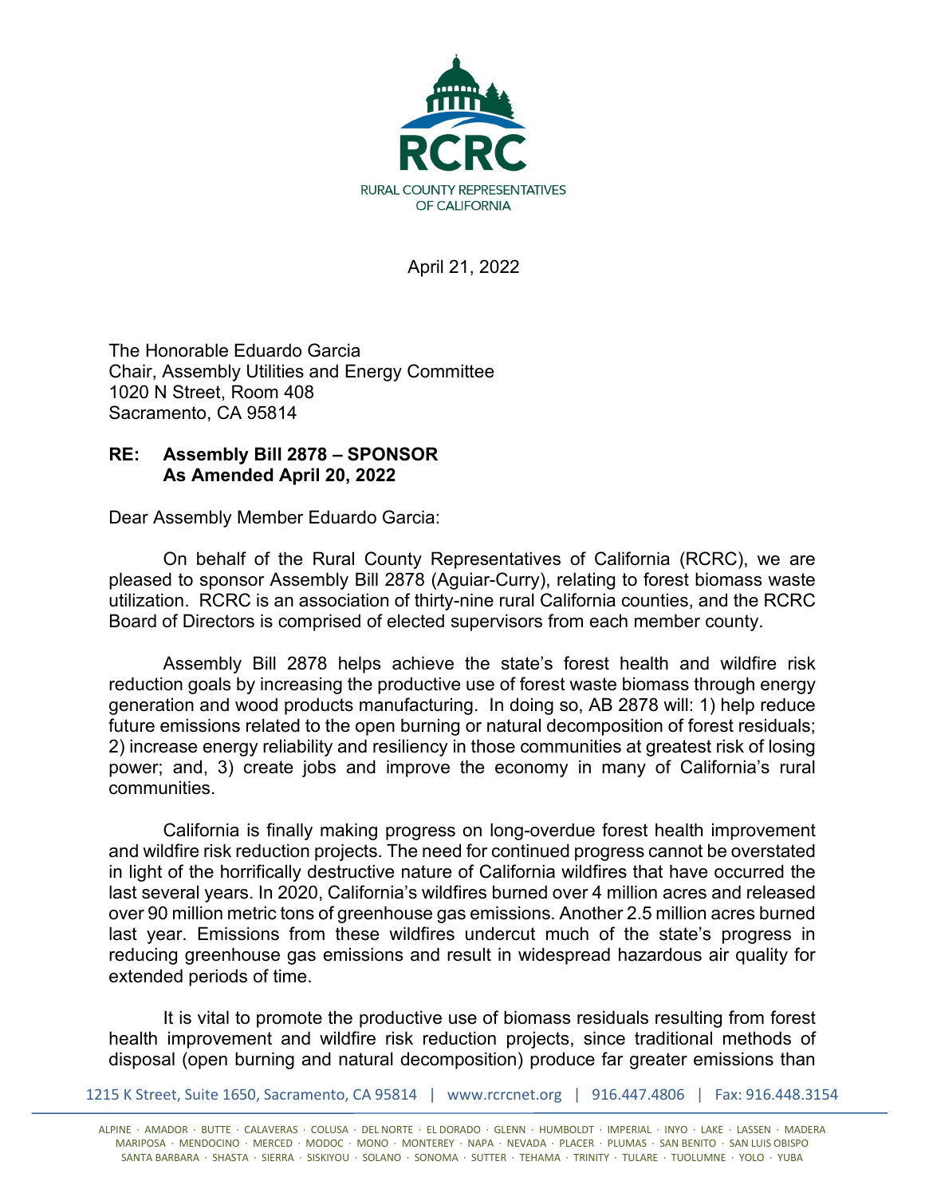RCRC

RURAL COUNTY REPRESENTATIVES OF CALIFORNIA

April 21, 2022

The Honorable Eduardo Garcia
Chair, Assembly Utilities and Energy Committee
1020 N Street, Room 408
Sacramento, CA 95814

**RE: Assembly Bill 2878 – SPONSOR**
**As Amended April 20, 2022**

Dear Assembly Member Eduardo Garcia:

On behalf of the Rural County Representatives of California (RCRC), we are pleased to sponsor Assembly Bill 2878 (Aguiar-Curry), relating to forest biomass waste utilization. RCRC is an association of thirty-nine rural California counties, and the RCRC Board of Directors is comprised of elected supervisors from each member county.

Assembly Bill 2878 helps achieve the state's forest health and wildfire risk reduction goals by increasing the productive use of forest waste biomass through energy generation and wood products manufacturing. In doing so, AB 2878 will: 1) help reduce future emissions related to the open burning or natural decomposition of forest residuals; 2) increase energy reliability and resiliency in those communities at greatest risk of losing power; and, 3) create jobs and improve the economy in many of California's rural communities.

California is finally making progress on long-overdue forest health improvement and wildfire risk reduction projects. The need for continued progress cannot be overstated in light of the horrifically destructive nature of California wildfires that have occurred the last several years. In 2020, California's wildfires burned over 4 million acres and released over 90 million metric tons of greenhouse gas emissions. Another 2.5 million acres burned last year. Emissions from these wildfires undercut much of the state's progress in reducing greenhouse gas emissions and result in widespread hazardous air quality for extended periods of time.

It is vital to promote the productive use of biomass residuals resulting from forest health improvement and wildfire risk reduction projects, since traditional methods of disposal (open burning and natural decomposition) produce far greater emissions than

1215 K Street, Suite 1650, Sacramento, CA 95814 | www.rcrcnet.org | 916.447.4806 | Fax: 916.448.3154

ALPINE · AMADOR · BUTTE · CALAVERAS · COLUSA · DEL NORTE · EL DORADO · GLENN · HUMBOLDT · IMPERIAL · INYO · LAKE · LASSEN · MADERA · MARIPOSA · MENDOCINO · MERCED · MODOC · MONO · MONTEREY · NAPA · NEVADA · PLACER · PLUMAS · SAN BENITO · SAN LUIS OBISPO · SANTA BARBARA · SHASTA · SIERRA · SISKIYOU · SOLANO · SONOMA · SUTTER · TEHAMA · TRINITY · TULARE · TUOLUMNE · YOLO · YUBA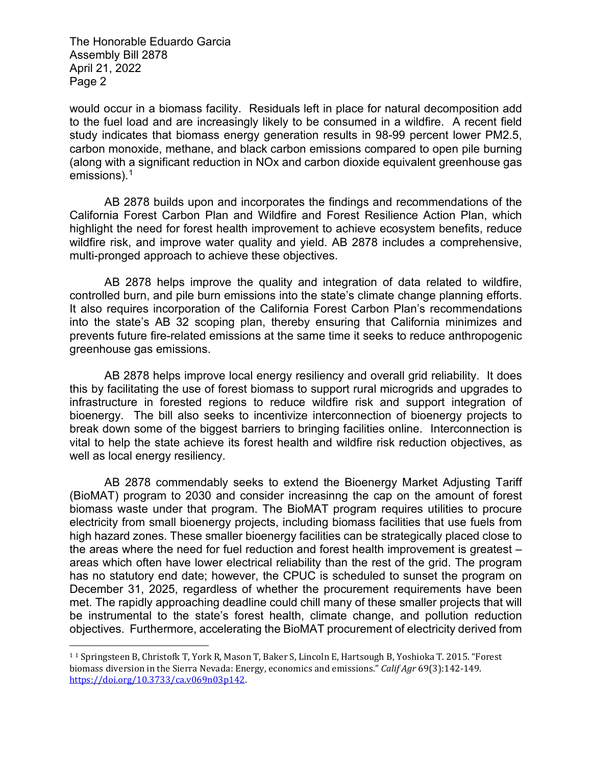would occur in a biomass facility. Residuals left in place for natural decomposition add to the fuel load and are increasingly likely to be consumed in a wildfire. A recent field study indicates that biomass energy generation results in 98-99 percent lower PM2.5, carbon monoxide, methane, and black carbon emissions compared to open pile burning (along with a significant reduction in NOx and carbon dioxide equivalent greenhouse gas emissions).[1]

AB 2878 builds upon and incorporates the findings and recommendations of the California Forest Carbon Plan and Wildfire and Forest Resilience Action Plan, which highlight the need for forest health improvement to achieve ecosystem benefits, reduce wildfire risk, and improve water quality and yield. AB 2878 includes a comprehensive, multi-pronged approach to achieve these objectives.

AB 2878 helps improve the quality and integration of data related to wildfire, controlled burn, and pile burn emissions into the state's climate change planning efforts. It also requires incorporation of the California Forest Carbon Plan's recommendations into the state's AB 32 scoping plan, thereby ensuring that California minimizes and prevents future fire-related emissions at the same time it seeks to reduce anthropogenic greenhouse gas emissions.

AB 2878 helps improve local energy resiliency and overall grid reliability. It does this by facilitating the use of forest biomass to support rural microgrids and upgrades to infrastructure in forested regions to reduce wildfire risk and support integration of bioenergy. The bill also seeks to incentivize interconnection of bioenergy projects to break down some of the biggest barriers to bringing facilities online. Interconnection is vital to help the state achieve its forest health and wildfire risk reduction objectives, as well as local energy resiliency.

AB 2878 commendably seeks to extend the Bioenergy Market Adjusting Tariff (BioMAT) program to 2030 and consider increasinng the cap on the amount of forest biomass waste under that program. The BioMAT program requires utilities to procure electricity from small bioenergy projects, including biomass facilities that use fuels from high hazard zones. These smaller bioenergy facilities can be strategically placed close to the areas where the need for fuel reduction and forest health improvement is greatest – areas which often have lower electrical reliability than the rest of the grid. The program has no statutory end date; however, the CPUC is scheduled to sunset the program on December 31, 2025, regardless of whether the procurement requirements have been met. The rapidly approaching deadline could chill many of these smaller projects that will be instrumental to the state's forest health, climate change, and pollution reduction objectives. Furthermore, accelerating the BioMAT procurement of electricity derived from

---

[1] [1] Springsteen B, Christofk T, York R, Mason T, Baker S, Lincoln E, Hartsough B, Yoshioka T. 2015. "Forest biomass diversion in the Sierra Nevada: Energy, economics and emissions." *Calif Agr* 69(3):142-149. https://doi.org/10.3733/ca.v069n03p142.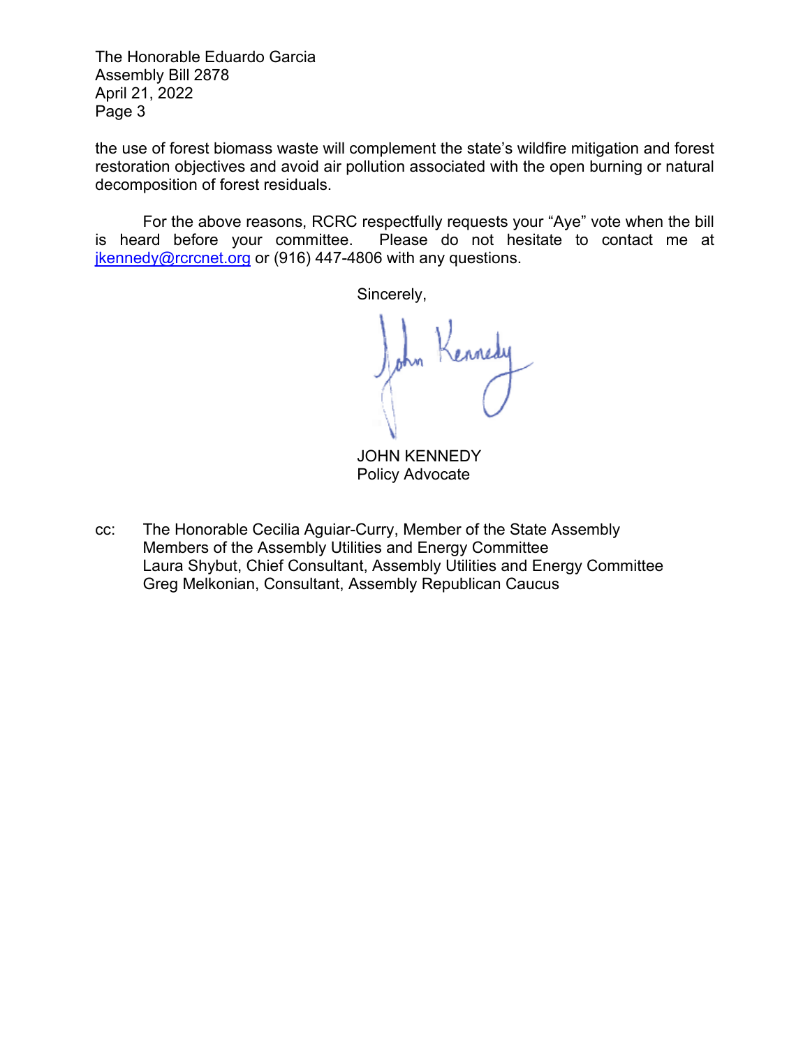the use of forest biomass waste will complement the state's wildfire mitigation and forest restoration objectives and avoid air pollution associated with the open burning or natural decomposition of forest residuals.

For the above reasons, RCRC respectfully requests your "Aye" vote when the bill is heard before your committee. Please do not hesitate to contact me at jkennedy@rcrcnet.org or (916) 447-4806 with any questions.

Sincerely,

JOHN KENNEDY
Policy Advocate

cc: The Honorable Cecilia Aguiar-Curry, Member of the State Assembly
Members of the Assembly Utilities and Energy Committee
Laura Shybut, Chief Consultant, Assembly Utilities and Energy Committee
Greg Melkonian, Consultant, Assembly Republican Caucus